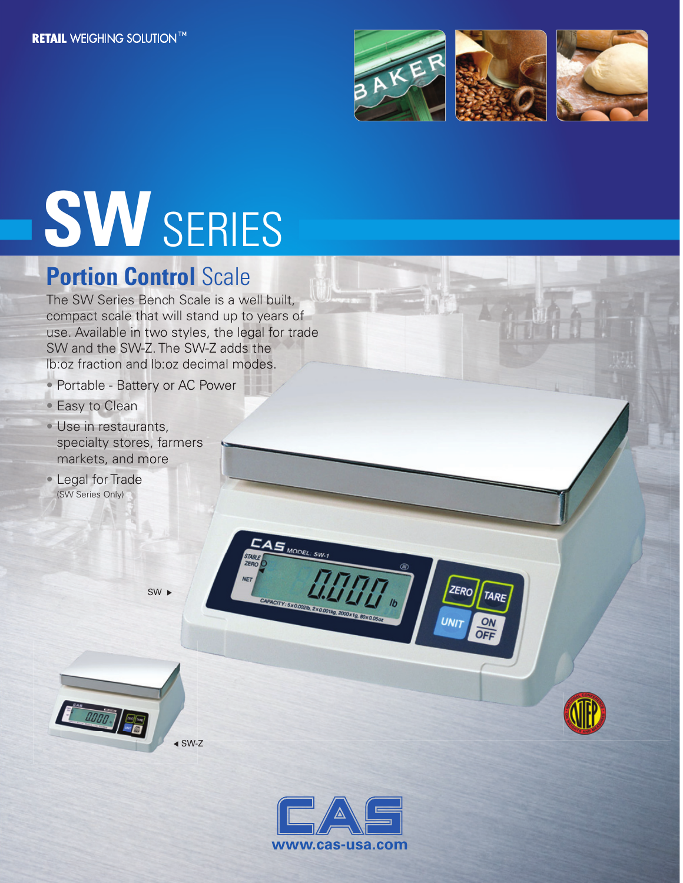RETAIL WEIGHING SOLUTION™

# SW SERIES

## Portion Control Scale

The SW Series Bench Scale is a well built, compact scale that will stand up to years of use. Available in two styles, the legal for trade SW and the SW-Z. The SW-Z adds the lb:oz fraction and lb:oz decimal modes.

- Portable - Battery or AC Power
- Easy to Clean
- Use in restaurants, specialty stores, farmers markets, and more
- Legal for Trade (SW Series Only)

SW ▸

◂ SW-Z

www.cas-usa.com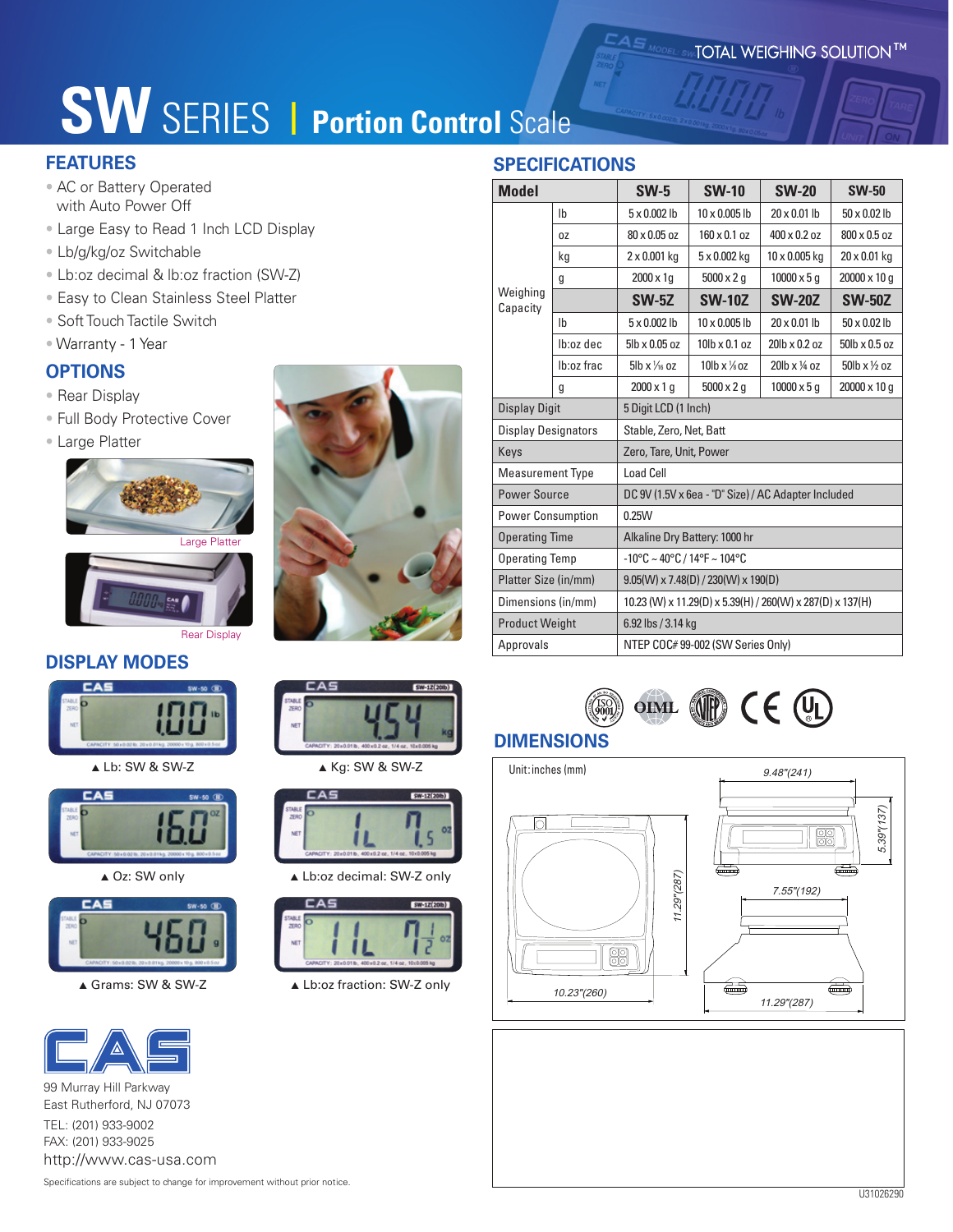# SW SERIES | Portion Control Scale

TOTAL WEIGHING SOLUTION™

## FEATURES

- AC or Battery Operated with Auto Power Off
- Large Easy to Read 1 Inch LCD Display
- Lb/g/kg/oz Switchable
- Lb:oz decimal & lb:oz fraction (SW-Z)
- Easy to Clean Stainless Steel Platter
- Soft Touch Tactile Switch
- Warranty - 1 Year

## OPTIONS

- Rear Display
- Full Body Protective Cover
- Large Platter

Large Platter

Rear Display

## DISPLAY MODES

▲ Lb: SW & SW-Z

▲ Kg: SW & SW-Z

▲ Oz: SW only

▲ Lb:oz decimal: SW-Z only

▲ Grams: SW & SW-Z

▲ Lb:oz fraction: SW-Z only

## SPECIFICATIONS

| Model | | SW-5 | SW-10 | SW-20 | SW-50 |
|---|---|---|---|---|---|
| Weighing Capacity | lb | 5 x 0.002 lb | 10 x 0.005 lb | 20 x 0.01 lb | 50 x 0.02 lb |
| | oz | 80 x 0.05 oz | 160 x 0.1 oz | 400 x 0.2 oz | 800 x 0.5 oz |
| | kg | 2 x 0.001 kg | 5 x 0.002 kg | 10 x 0.005 kg | 20 x 0.01 kg |
| | g | 2000 x 1g | 5000 x 2 g | 10000 x 5 g | 20000 x 10 g |
| | | SW-5Z | SW-10Z | SW-20Z | SW-50Z |
| | lb | 5 x 0.002 lb | 10 x 0.005 lb | 20 x 0.01 lb | 50 x 0.02 lb |
| | lb:oz dec | 5lb x 0.05 oz | 10lb x 0.1 oz | 20lb x 0.2 oz | 50lb x 0.5 oz |
| | lb:oz frac | 5lb x 1/16 oz | 10lb x 1/8 oz | 20lb x 1/4 oz | 50lb x 1/2 oz |
| | g | 2000 x 1 g | 5000 x 2 g | 10000 x 5 g | 20000 x 10 g |
| Display Digit | | 5 Digit LCD (1 Inch) | | | |
| Display Designators | | Stable, Zero, Net, Batt | | | |
| Keys | | Zero, Tare, Unit, Power | | | |
| Measurement Type | | Load Cell | | | |
| Power Source | | DC 9V (1.5V x 6ea - "D" Size) / AC Adapter Included | | | |
| Power Consumption | | 0.25W | | | |
| Operating Time | | Alkaline Dry Battery: 1000 hr | | | |
| Operating Temp | | -10°C ~ 40°C / 14°F ~ 104°C | | | |
| Platter Size (in/mm) | | 9.05(W) x 7.48(D) / 230(W) x 190(D) | | | |
| Dimensions (in/mm) | | 10.23 (W) x 11.29(D) x 5.39(H) / 260(W) x 287(D) x 137(H) | | | |
| Product Weight | | 6.92 lbs / 3.14 kg | | | |
| Approvals | | NTEP COC# 99-002 (SW Series Only) | | | |

## DIMENSIONS

Unit: inches (mm)

9.48"(241)

5.39"(137)

11.29"(287)

7.55"(192)

10.23"(260)

11.29"(287)

99 Murray Hill Parkway
East Rutherford, NJ 07073

TEL: (201) 933-9002
FAX: (201) 933-9025

http://www.cas-usa.com

Specifications are subject to change for improvement without prior notice.

U31026290